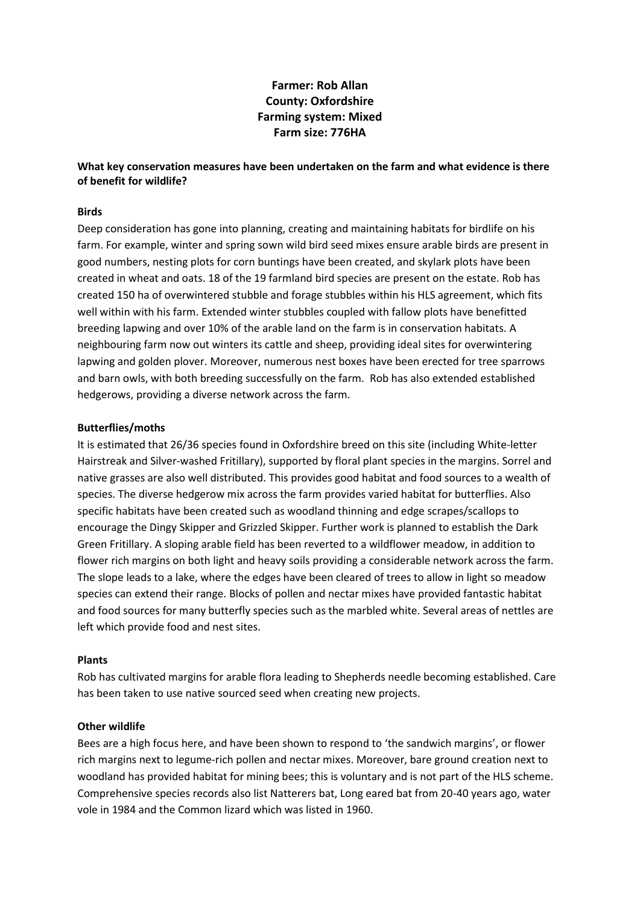**Farmer: Rob Allan**
**County: Oxfordshire**
**Farming system: Mixed**
**Farm size: 776HA**

**What key conservation measures have been undertaken on the farm and what evidence is there of benefit for wildlife?**

**Birds**

Deep consideration has gone into planning, creating and maintaining habitats for birdlife on his farm. For example, winter and spring sown wild bird seed mixes ensure arable birds are present in good numbers, nesting plots for corn buntings have been created, and skylark plots have been created in wheat and oats. 18 of the 19 farmland bird species are present on the estate. Rob has created 150 ha of overwintered stubble and forage stubbles within his HLS agreement, which fits well within with his farm. Extended winter stubbles coupled with fallow plots have benefitted breeding lapwing and over 10% of the arable land on the farm is in conservation habitats. A neighbouring farm now out winters its cattle and sheep, providing ideal sites for overwintering lapwing and golden plover. Moreover, numerous nest boxes have been erected for tree sparrows and barn owls, with both breeding successfully on the farm. Rob has also extended established hedgerows, providing a diverse network across the farm.

**Butterflies/moths**

It is estimated that 26/36 species found in Oxfordshire breed on this site (including White-letter Hairstreak and Silver-washed Fritillary), supported by floral plant species in the margins. Sorrel and native grasses are also well distributed. This provides good habitat and food sources to a wealth of species. The diverse hedgerow mix across the farm provides varied habitat for butterflies. Also specific habitats have been created such as woodland thinning and edge scrapes/scallops to encourage the Dingy Skipper and Grizzled Skipper. Further work is planned to establish the Dark Green Fritillary. A sloping arable field has been reverted to a wildflower meadow, in addition to flower rich margins on both light and heavy soils providing a considerable network across the farm. The slope leads to a lake, where the edges have been cleared of trees to allow in light so meadow species can extend their range. Blocks of pollen and nectar mixes have provided fantastic habitat and food sources for many butterfly species such as the marbled white. Several areas of nettles are left which provide food and nest sites.

**Plants**

Rob has cultivated margins for arable flora leading to Shepherds needle becoming established. Care has been taken to use native sourced seed when creating new projects.

**Other wildlife**

Bees are a high focus here, and have been shown to respond to 'the sandwich margins', or flower rich margins next to legume-rich pollen and nectar mixes. Moreover, bare ground creation next to woodland has provided habitat for mining bees; this is voluntary and is not part of the HLS scheme. Comprehensive species records also list Natterers bat, Long eared bat from 20-40 years ago, water vole in 1984 and the Common lizard which was listed in 1960.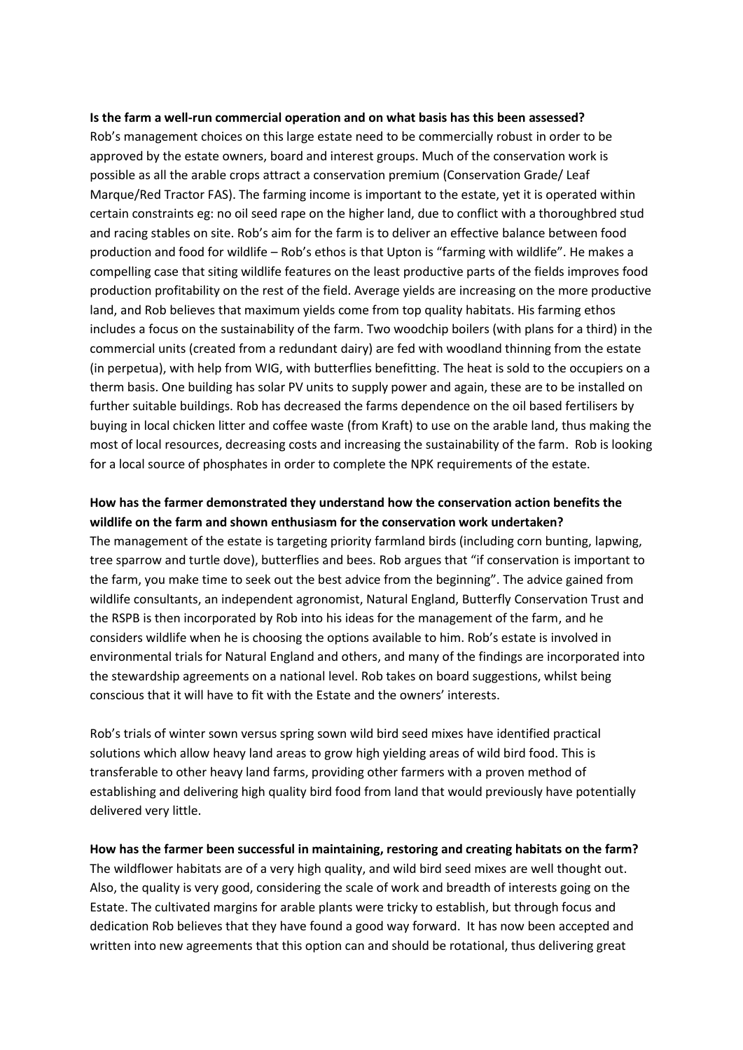**Is the farm a well-run commercial operation and on what basis has this been assessed?**
Rob's management choices on this large estate need to be commercially robust in order to be approved by the estate owners, board and interest groups. Much of the conservation work is possible as all the arable crops attract a conservation premium (Conservation Grade/ Leaf Marque/Red Tractor FAS). The farming income is important to the estate, yet it is operated within certain constraints eg: no oil seed rape on the higher land, due to conflict with a thoroughbred stud and racing stables on site. Rob's aim for the farm is to deliver an effective balance between food production and food for wildlife – Rob's ethos is that Upton is "farming with wildlife". He makes a compelling case that siting wildlife features on the least productive parts of the fields improves food production profitability on the rest of the field. Average yields are increasing on the more productive land, and Rob believes that maximum yields come from top quality habitats. His farming ethos includes a focus on the sustainability of the farm. Two woodchip boilers (with plans for a third) in the commercial units (created from a redundant dairy) are fed with woodland thinning from the estate (in perpetua), with help from WIG, with butterflies benefitting. The heat is sold to the occupiers on a therm basis. One building has solar PV units to supply power and again, these are to be installed on further suitable buildings. Rob has decreased the farms dependence on the oil based fertilisers by buying in local chicken litter and coffee waste (from Kraft) to use on the arable land, thus making the most of local resources, decreasing costs and increasing the sustainability of the farm. Rob is looking for a local source of phosphates in order to complete the NPK requirements of the estate.

**How has the farmer demonstrated they understand how the conservation action benefits the wildlife on the farm and shown enthusiasm for the conservation work undertaken?**
The management of the estate is targeting priority farmland birds (including corn bunting, lapwing, tree sparrow and turtle dove), butterflies and bees. Rob argues that "if conservation is important to the farm, you make time to seek out the best advice from the beginning". The advice gained from wildlife consultants, an independent agronomist, Natural England, Butterfly Conservation Trust and the RSPB is then incorporated by Rob into his ideas for the management of the farm, and he considers wildlife when he is choosing the options available to him. Rob's estate is involved in environmental trials for Natural England and others, and many of the findings are incorporated into the stewardship agreements on a national level. Rob takes on board suggestions, whilst being conscious that it will have to fit with the Estate and the owners' interests.

Rob's trials of winter sown versus spring sown wild bird seed mixes have identified practical solutions which allow heavy land areas to grow high yielding areas of wild bird food. This is transferable to other heavy land farms, providing other farmers with a proven method of establishing and delivering high quality bird food from land that would previously have potentially delivered very little.

**How has the farmer been successful in maintaining, restoring and creating habitats on the farm?**
The wildflower habitats are of a very high quality, and wild bird seed mixes are well thought out. Also, the quality is very good, considering the scale of work and breadth of interests going on the Estate. The cultivated margins for arable plants were tricky to establish, but through focus and dedication Rob believes that they have found a good way forward. It has now been accepted and written into new agreements that this option can and should be rotational, thus delivering great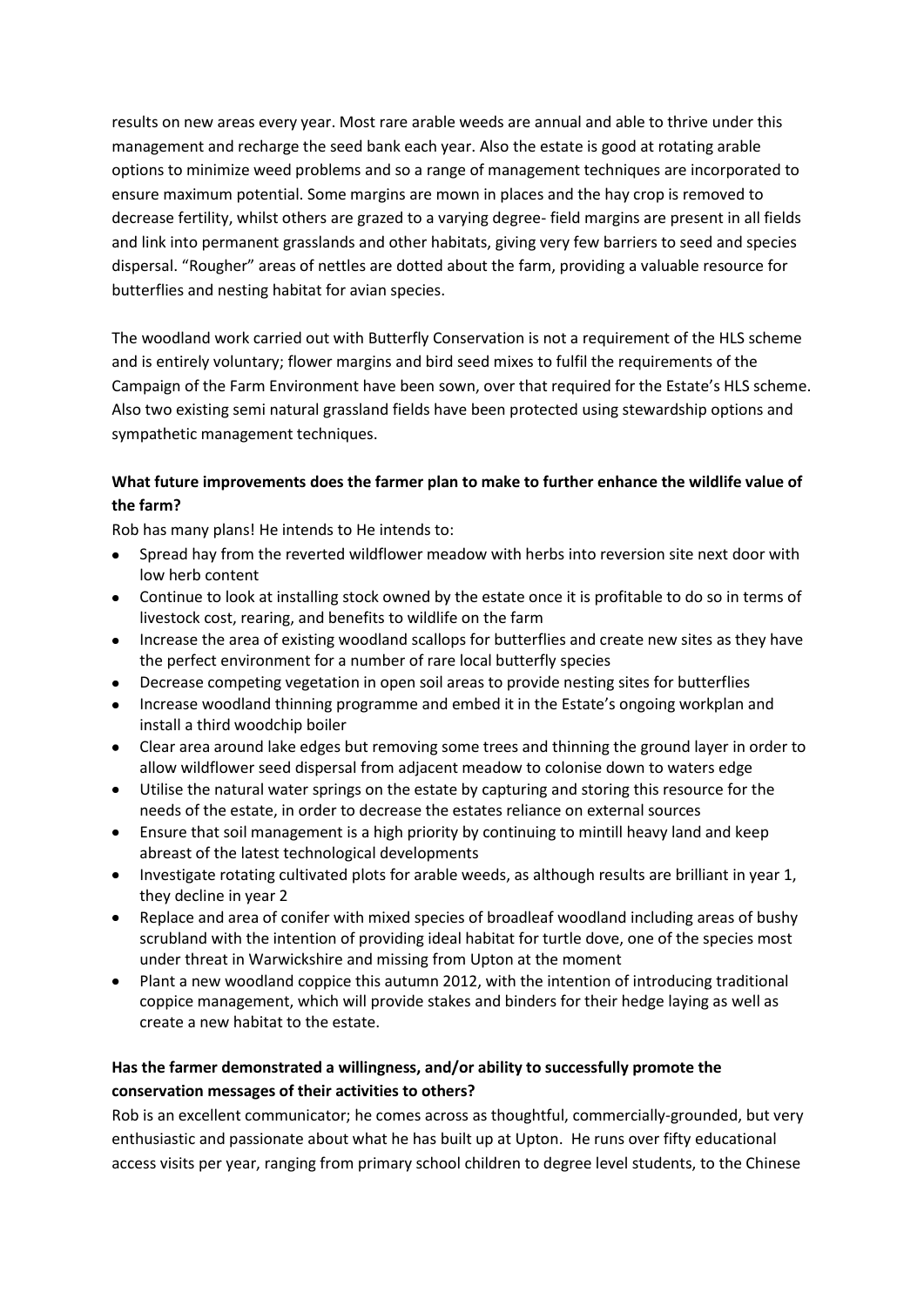results on new areas every year. Most rare arable weeds are annual and able to thrive under this management and recharge the seed bank each year. Also the estate is good at rotating arable options to minimize weed problems and so a range of management techniques are incorporated to ensure maximum potential. Some margins are mown in places and the hay crop is removed to decrease fertility, whilst others are grazed to a varying degree- field margins are present in all fields and link into permanent grasslands and other habitats, giving very few barriers to seed and species dispersal. "Rougher" areas of nettles are dotted about the farm, providing a valuable resource for butterflies and nesting habitat for avian species.

The woodland work carried out with Butterfly Conservation is not a requirement of the HLS scheme and is entirely voluntary; flower margins and bird seed mixes to fulfil the requirements of the Campaign of the Farm Environment have been sown, over that required for the Estate's HLS scheme. Also two existing semi natural grassland fields have been protected using stewardship options and sympathetic management techniques.

**What future improvements does the farmer plan to make to further enhance the wildlife value of the farm?**

Rob has many plans! He intends to He intends to:

- Spread hay from the reverted wildflower meadow with herbs into reversion site next door with low herb content
- Continue to look at installing stock owned by the estate once it is profitable to do so in terms of livestock cost, rearing, and benefits to wildlife on the farm
- Increase the area of existing woodland scallops for butterflies and create new sites as they have the perfect environment for a number of rare local butterfly species
- Decrease competing vegetation in open soil areas to provide nesting sites for butterflies
- Increase woodland thinning programme and embed it in the Estate's ongoing workplan and install a third woodchip boiler
- Clear area around lake edges but removing some trees and thinning the ground layer in order to allow wildflower seed dispersal from adjacent meadow to colonise down to waters edge
- Utilise the natural water springs on the estate by capturing and storing this resource for the needs of the estate, in order to decrease the estates reliance on external sources
- Ensure that soil management is a high priority by continuing to mintill heavy land and keep abreast of the latest technological developments
- Investigate rotating cultivated plots for arable weeds, as although results are brilliant in year 1, they decline in year 2
- Replace and area of conifer with mixed species of broadleaf woodland including areas of bushy scrubland with the intention of providing ideal habitat for turtle dove, one of the species most under threat in Warwickshire and missing from Upton at the moment
- Plant a new woodland coppice this autumn 2012, with the intention of introducing traditional coppice management, which will provide stakes and binders for their hedge laying as well as create a new habitat to the estate.

**Has the farmer demonstrated a willingness, and/or ability to successfully promote the conservation messages of their activities to others?**

Rob is an excellent communicator; he comes across as thoughtful, commercially-grounded, but very enthusiastic and passionate about what he has built up at Upton. He runs over fifty educational access visits per year, ranging from primary school children to degree level students, to the Chinese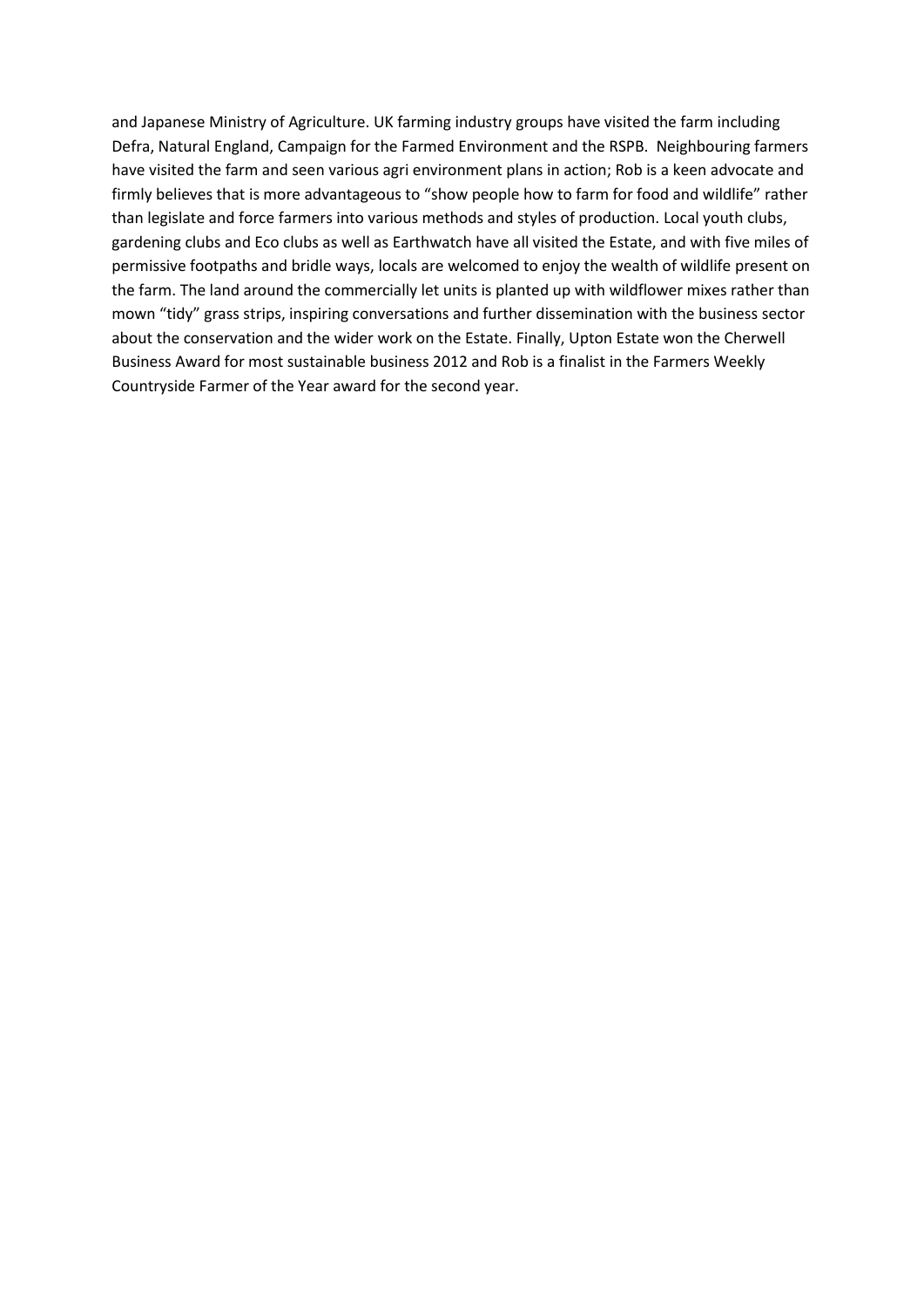and Japanese Ministry of Agriculture. UK farming industry groups have visited the farm including Defra, Natural England, Campaign for the Farmed Environment and the RSPB.  Neighbouring farmers have visited the farm and seen various agri environment plans in action; Rob is a keen advocate and firmly believes that is more advantageous to "show people how to farm for food and wildlife" rather than legislate and force farmers into various methods and styles of production. Local youth clubs, gardening clubs and Eco clubs as well as Earthwatch have all visited the Estate, and with five miles of permissive footpaths and bridle ways, locals are welcomed to enjoy the wealth of wildlife present on the farm. The land around the commercially let units is planted up with wildflower mixes rather than mown "tidy" grass strips, inspiring conversations and further dissemination with the business sector about the conservation and the wider work on the Estate. Finally, Upton Estate won the Cherwell Business Award for most sustainable business 2012 and Rob is a finalist in the Farmers Weekly Countryside Farmer of the Year award for the second year.